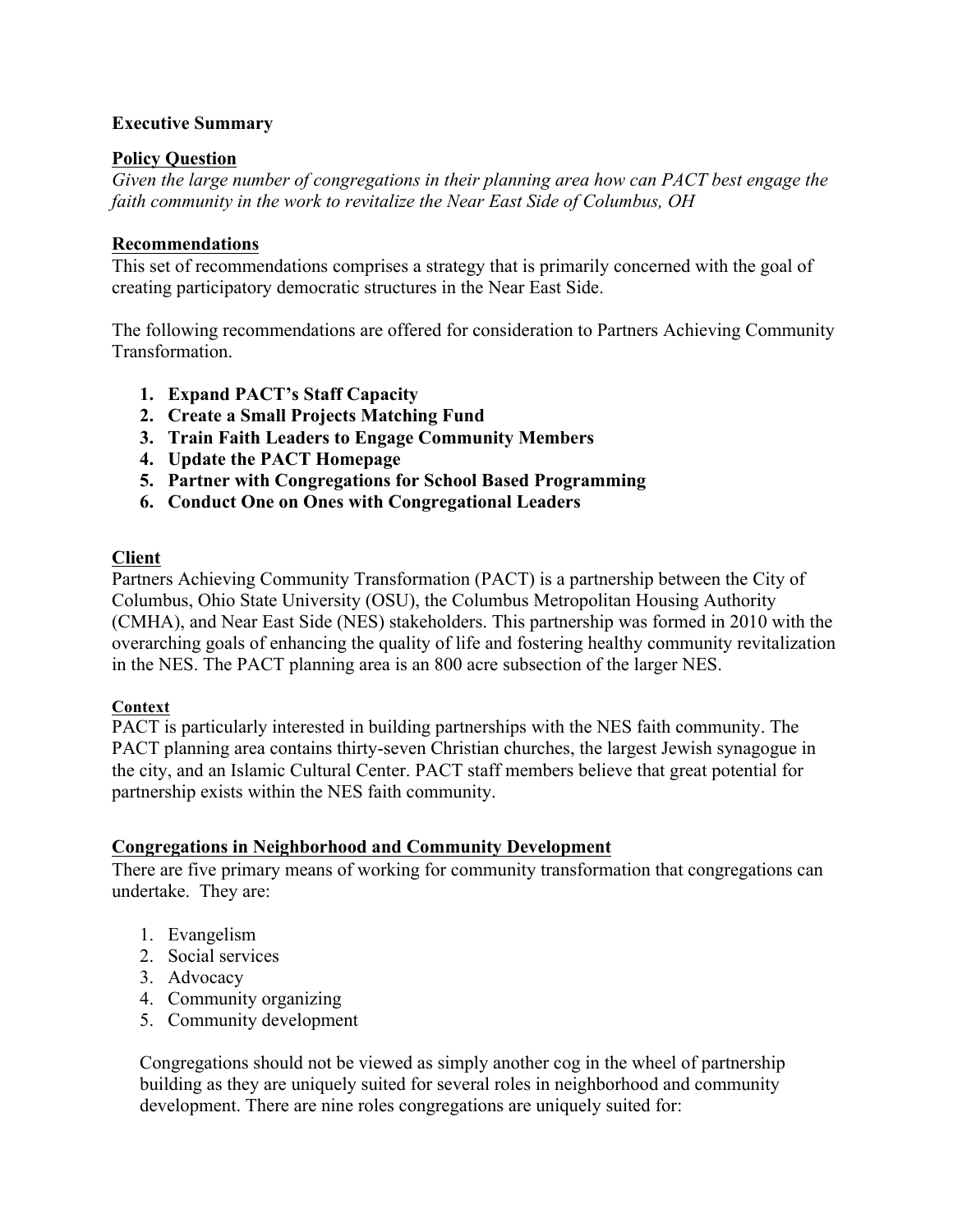## Executive Summary

### Policy Question

*Given the large number of congregations in their planning area how can PACT best engage the faith community in the work to revitalize the Near East Side of Columbus, OH*

### Recommendations

This set of recommendations comprises a strategy that is primarily concerned with the goal of creating participatory democratic structures in the Near East Side.

The following recommendations are offered for consideration to Partners Achieving Community Transformation.

1. **Expand PACT's Staff Capacity**
2. **Create a Small Projects Matching Fund**
3. **Train Faith Leaders to Engage Community Members**
4. **Update the PACT Homepage**
5. **Partner with Congregations for School Based Programming**
6. **Conduct One on Ones with Congregational Leaders**

### Client

Partners Achieving Community Transformation (PACT) is a partnership between the City of Columbus, Ohio State University (OSU), the Columbus Metropolitan Housing Authority (CMHA), and Near East Side (NES) stakeholders. This partnership was formed in 2010 with the overarching goals of enhancing the quality of life and fostering healthy community revitalization in the NES. The PACT planning area is an 800 acre subsection of the larger NES.

#### Context

PACT is particularly interested in building partnerships with the NES faith community. The PACT planning area contains thirty-seven Christian churches, the largest Jewish synagogue in the city, and an Islamic Cultural Center. PACT staff members believe that great potential for partnership exists within the NES faith community.

### Congregations in Neighborhood and Community Development

There are five primary means of working for community transformation that congregations can undertake. They are:

1. Evangelism
2. Social services
3. Advocacy
4. Community organizing
5. Community development

Congregations should not be viewed as simply another cog in the wheel of partnership building as they are uniquely suited for several roles in neighborhood and community development. There are nine roles congregations are uniquely suited for: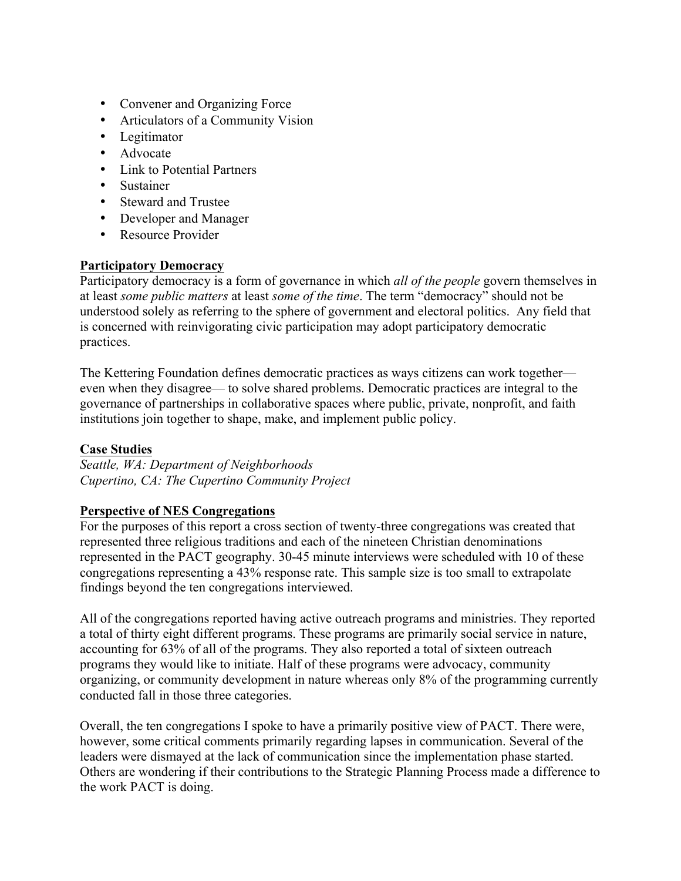- Convener and Organizing Force
- Articulators of a Community Vision
- Legitimator
- Advocate
- Link to Potential Partners
- Sustainer
- Steward and Trustee
- Developer and Manager
- Resource Provider

**Participatory Democracy**

Participatory democracy is a form of governance in which *all of the people* govern themselves in at least *some public matters* at least *some of the time*. The term "democracy" should not be understood solely as referring to the sphere of government and electoral politics. Any field that is concerned with reinvigorating civic participation may adopt participatory democratic practices.

The Kettering Foundation defines democratic practices as ways citizens can work together— even when they disagree— to solve shared problems. Democratic practices are integral to the governance of partnerships in collaborative spaces where public, private, nonprofit, and faith institutions join together to shape, make, and implement public policy.

**Case Studies**

*Seattle, WA: Department of Neighborhoods*
*Cupertino, CA: The Cupertino Community Project*

**Perspective of NES Congregations**

For the purposes of this report a cross section of twenty-three congregations was created that represented three religious traditions and each of the nineteen Christian denominations represented in the PACT geography. 30-45 minute interviews were scheduled with 10 of these congregations representing a 43% response rate. This sample size is too small to extrapolate findings beyond the ten congregations interviewed.

All of the congregations reported having active outreach programs and ministries. They reported a total of thirty eight different programs. These programs are primarily social service in nature, accounting for 63% of all of the programs. They also reported a total of sixteen outreach programs they would like to initiate. Half of these programs were advocacy, community organizing, or community development in nature whereas only 8% of the programming currently conducted fall in those three categories.

Overall, the ten congregations I spoke to have a primarily positive view of PACT. There were, however, some critical comments primarily regarding lapses in communication. Several of the leaders were dismayed at the lack of communication since the implementation phase started. Others are wondering if their contributions to the Strategic Planning Process made a difference to the work PACT is doing.